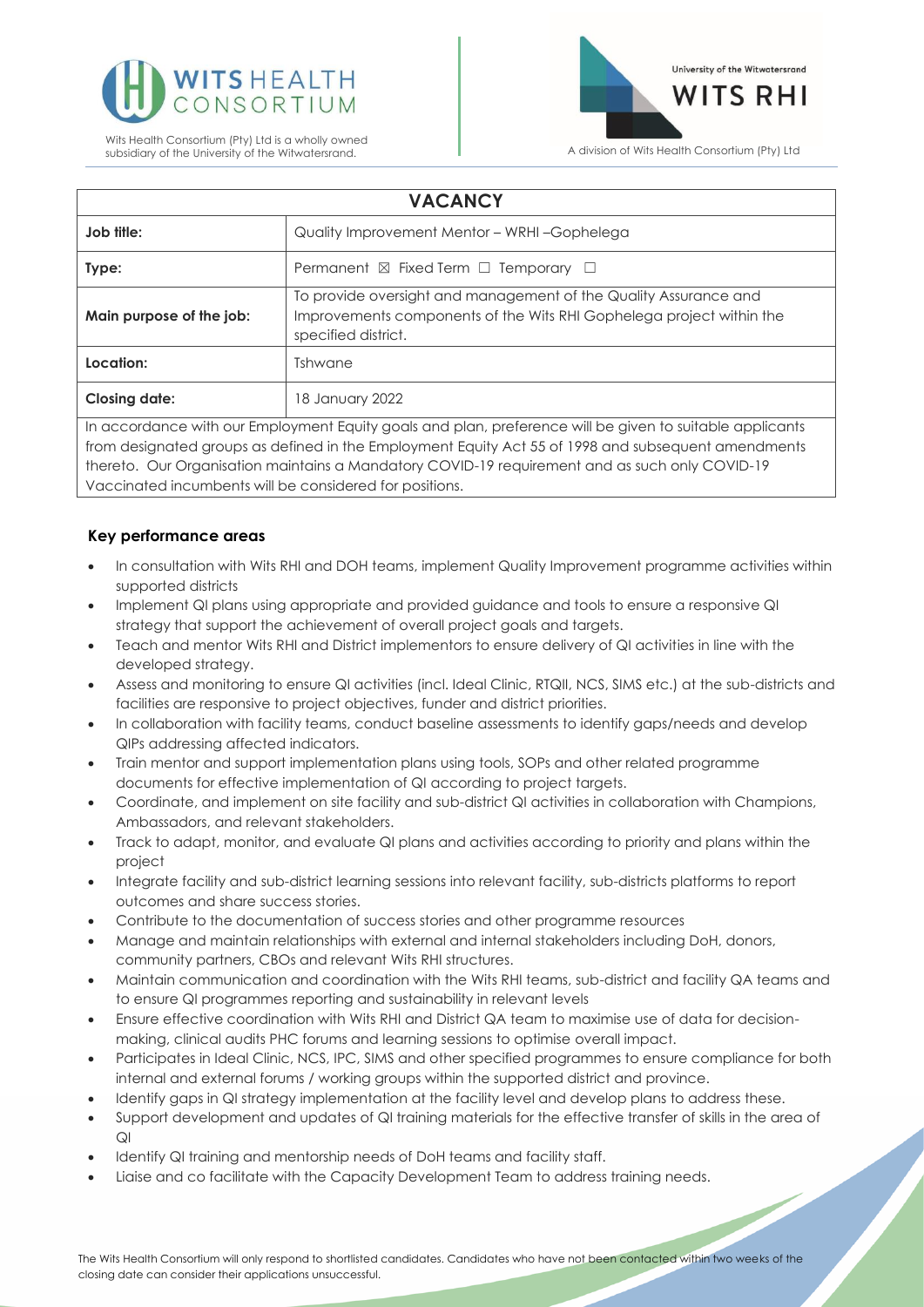WITS HEALTH CONSORTIUM

Wits Health Consortium (Pty) Ltd is a wholly owned subsidiary of the University of the Witwatersrand.

University of the Witwatersrand

WITS RHI

A division of Wits Health Consortium (Pty) Ltd

| VACANCY | |
|---|---|
| **Job title:** | Quality Improvement Mentor – WRHI –Gophelega |
| **Type:** | Permanent ☒ Fixed Term ☐ Temporary ☐ |
| **Main purpose of the job:** | To provide oversight and management of the Quality Assurance and Improvements components of the Wits RHI Gophelega project within the specified district. |
| **Location:** | Tshwane |
| **Closing date:** | 18 January 2022 |
| In accordance with our Employment Equity goals and plan, preference will be given to suitable applicants from designated groups as defined in the Employment Equity Act 55 of 1998 and subsequent amendments thereto. Our Organisation maintains a Mandatory COVID-19 requirement and as such only COVID-19 Vaccinated incumbents will be considered for positions. | |

**Key performance areas**

- In consultation with Wits RHI and DOH teams, implement Quality Improvement programme activities within supported districts
- Implement QI plans using appropriate and provided guidance and tools to ensure a responsive QI strategy that support the achievement of overall project goals and targets.
- Teach and mentor Wits RHI and District implementors to ensure delivery of QI activities in line with the developed strategy.
- Assess and monitoring to ensure QI activities (incl. Ideal Clinic, RTQII, NCS, SIMS etc.) at the sub-districts and facilities are responsive to project objectives, funder and district priorities.
- In collaboration with facility teams, conduct baseline assessments to identify gaps/needs and develop QIPs addressing affected indicators.
- Train mentor and support implementation plans using tools, SOPs and other related programme documents for effective implementation of QI according to project targets.
- Coordinate, and implement on site facility and sub-district QI activities in collaboration with Champions, Ambassadors, and relevant stakeholders.
- Track to adapt, monitor, and evaluate QI plans and activities according to priority and plans within the project
- Integrate facility and sub-district learning sessions into relevant facility, sub-districts platforms to report outcomes and share success stories.
- Contribute to the documentation of success stories and other programme resources
- Manage and maintain relationships with external and internal stakeholders including DoH, donors, community partners, CBOs and relevant Wits RHI structures.
- Maintain communication and coordination with the Wits RHI teams, sub-district and facility QA teams and to ensure QI programmes reporting and sustainability in relevant levels
- Ensure effective coordination with Wits RHI and District QA team to maximise use of data for decision-making, clinical audits PHC forums and learning sessions to optimise overall impact.
- Participates in Ideal Clinic, NCS, IPC, SIMS and other specified programmes to ensure compliance for both internal and external forums / working groups within the supported district and province.
- Identify gaps in QI strategy implementation at the facility level and develop plans to address these.
- Support development and updates of QI training materials for the effective transfer of skills in the area of QI
- Identify QI training and mentorship needs of DoH teams and facility staff.
- Liaise and co facilitate with the Capacity Development Team to address training needs.

The Wits Health Consortium will only respond to shortlisted candidates. Candidates who have not been contacted within two weeks of the closing date can consider their applications unsuccessful.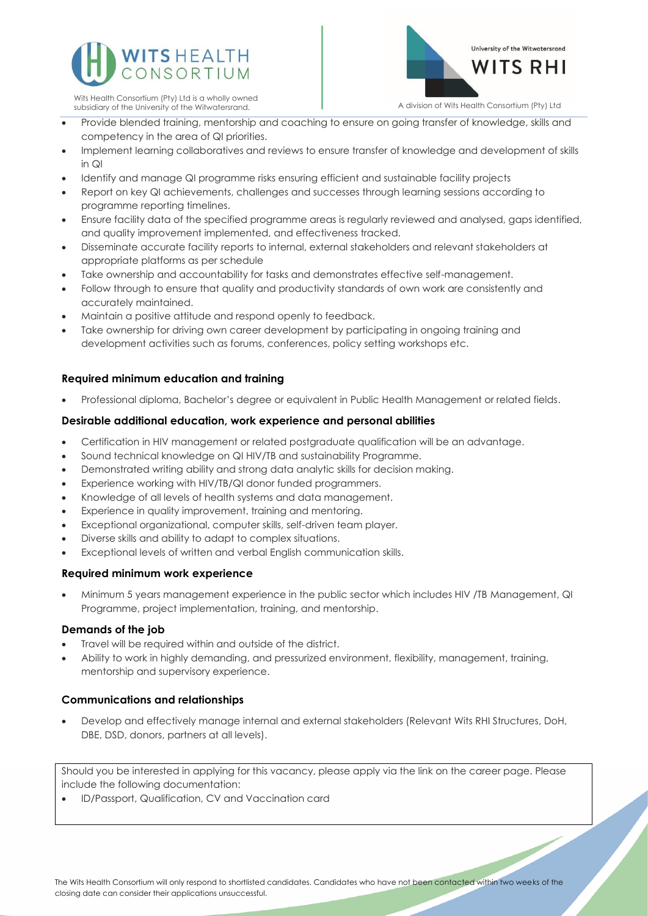- Provide blended training, mentorship and coaching to ensure on going transfer of knowledge, skills and competency in the area of QI priorities.
- Implement learning collaboratives and reviews to ensure transfer of knowledge and development of skills in QI
- Identify and manage QI programme risks ensuring efficient and sustainable facility projects
- Report on key QI achievements, challenges and successes through learning sessions according to programme reporting timelines.
- Ensure facility data of the specified programme areas is regularly reviewed and analysed, gaps identified, and quality improvement implemented, and effectiveness tracked.
- Disseminate accurate facility reports to internal, external stakeholders and relevant stakeholders at appropriate platforms as per schedule
- Take ownership and accountability for tasks and demonstrates effective self-management.
- Follow through to ensure that quality and productivity standards of own work are consistently and accurately maintained.
- Maintain a positive attitude and respond openly to feedback.
- Take ownership for driving own career development by participating in ongoing training and development activities such as forums, conferences, policy setting workshops etc.

### Required minimum education and training

- Professional diploma, Bachelor's degree or equivalent in Public Health Management or related fields.

### Desirable additional education, work experience and personal abilities

- Certification in HIV management or related postgraduate qualification will be an advantage.
- Sound technical knowledge on QI HIV/TB and sustainability Programme.
- Demonstrated writing ability and strong data analytic skills for decision making.
- Experience working with HIV/TB/QI donor funded programmers.
- Knowledge of all levels of health systems and data management.
- Experience in quality improvement, training and mentoring.
- Exceptional organizational, computer skills, self-driven team player.
- Diverse skills and ability to adapt to complex situations.
- Exceptional levels of written and verbal English communication skills.

### Required minimum work experience

- Minimum 5 years management experience in the public sector which includes HIV /TB Management, QI Programme, project implementation, training, and mentorship.

### Demands of the job

- Travel will be required within and outside of the district.
- Ability to work in highly demanding, and pressurized environment, flexibility, management, training, mentorship and supervisory experience.

### Communications and relationships

- Develop and effectively manage internal and external stakeholders (Relevant Wits RHI Structures, DoH, DBE, DSD, donors, partners at all levels).

Should you be interested in applying for this vacancy, please apply via the link on the career page. Please include the following documentation:

- ID/Passport, Qualification, CV and Vaccination card

The Wits Health Consortium will only respond to shortlisted candidates. Candidates who have not been contacted within two weeks of the closing date can consider their applications unsuccessful.